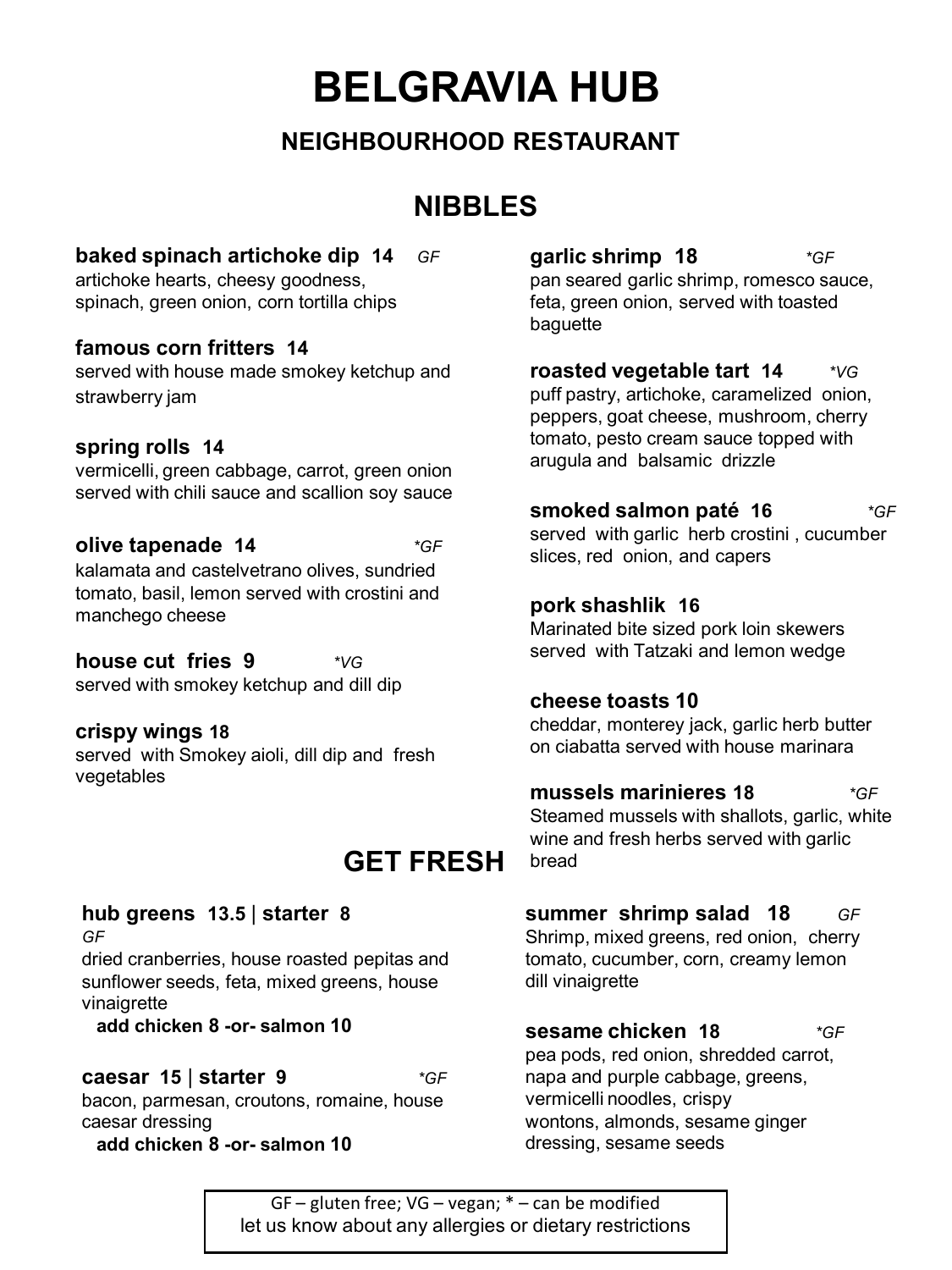# BELGRAVIA HUB

### NEIGHBOURHOOD RESTAURANT

## NIBBLES

**baked spinach artichoke dip 14** *GF*
artichoke hearts, cheesy goodness, spinach, green onion, corn tortilla chips

**famous corn fritters 14**
served with house made smokey ketchup and strawberry jam

**spring rolls 14**
vermicelli, green cabbage, carrot, green onion served with chili sauce and scallion soy sauce

**olive tapenade 14** *\*GF*
kalamata and castelvetrano olives, sundried tomato, basil, lemon served with crostini and manchego cheese

**house cut fries 9** *\*VG*
served with smokey ketchup and dill dip

**crispy wings 18**
served with Smokey aioli, dill dip and fresh vegetables

**garlic shrimp 18** *\*GF*
pan seared garlic shrimp, romesco sauce, feta, green onion, served with toasted baguette

**roasted vegetable tart 14** *\*VG*
puff pastry, artichoke, caramelized onion, peppers, goat cheese, mushroom, cherry tomato, pesto cream sauce topped with arugula and balsamic drizzle

**smoked salmon paté 16** *\*GF*
served with garlic herb crostini , cucumber slices, red onion, and capers

**pork shashlik 16**
Marinated bite sized pork loin skewers served with Tatzaki and lemon wedge

**cheese toasts 10**
cheddar, monterey jack, garlic herb butter on ciabatta served with house marinara

**mussels marinieres 18** *\*GF*
Steamed mussels with shallots, garlic, white wine and fresh herbs served with garlic bread

## GET FRESH

**hub greens 13.5 | starter 8**
*GF*
dried cranberries, house roasted pepitas and sunflower seeds, feta, mixed greens, house vinaigrette
**add chicken 8 -or- salmon 10**

**caesar 15 | starter 9** *\*GF*
bacon, parmesan, croutons, romaine, house caesar dressing
**add chicken 8 -or- salmon 10**

**summer shrimp salad 18** *GF*
Shrimp, mixed greens, red onion, cherry tomato, cucumber, corn, creamy lemon dill vinaigrette

**sesame chicken 18** *\*GF*
pea pods, red onion, shredded carrot, napa and purple cabbage, greens, vermicelli noodles, crispy wontons, almonds, sesame ginger dressing, sesame seeds

GF – gluten free; VG – vegan; * – can be modified
let us know about any allergies or dietary restrictions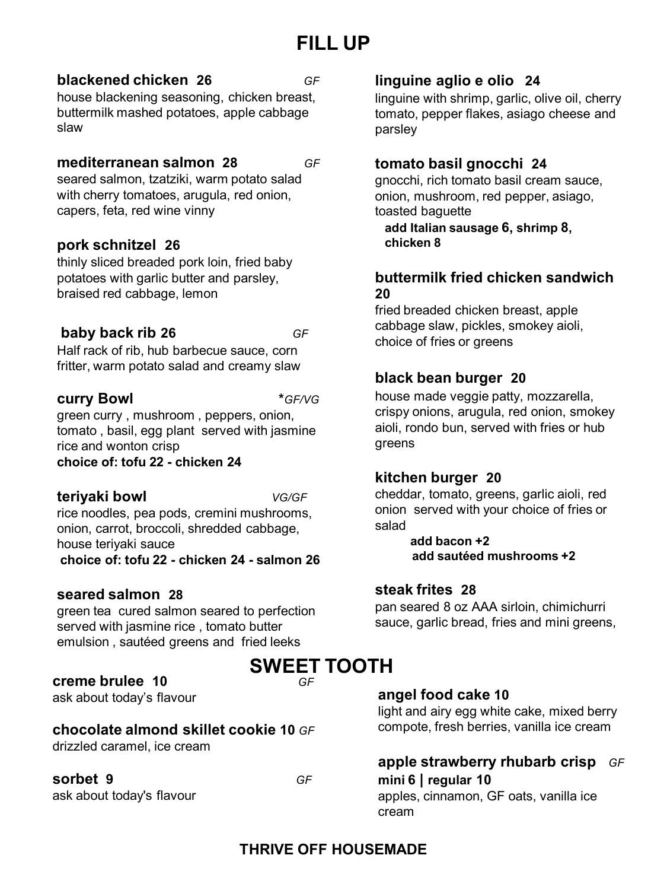# FILL UP

**blackened chicken 26** *GF*
house blackening seasoning, chicken breast, buttermilk mashed potatoes, apple cabbage slaw

**mediterranean salmon 28** *GF*
seared salmon, tzatziki, warm potato salad with cherry tomatoes, arugula, red onion, capers, feta, red wine vinny

**pork schnitzel 26**
thinly sliced breaded pork loin, fried baby potatoes with garlic butter and parsley, braised red cabbage, lemon

**baby back rib 26** *GF*
Half rack of rib, hub barbecue sauce, corn fritter, warm potato salad and creamy slaw

**curry Bowl** *\*GF/VG*
green curry , mushroom , peppers, onion, tomato , basil, egg plant served with jasmine rice and wonton crisp
**choice of: tofu 22 - chicken 24**

**teriyaki bowl** *VG/GF*
rice noodles, pea pods, cremini mushrooms, onion, carrot, broccoli, shredded cabbage, house teriyaki sauce
**choice of: tofu 22 - chicken 24 - salmon 26**

**seared salmon 28**
green tea cured salmon seared to perfection served with jasmine rice , tomato butter emulsion , sautéed greens and fried leeks

**linguine aglio e olio 24**
linguine with shrimp, garlic, olive oil, cherry tomato, pepper flakes, asiago cheese and parsley

**tomato basil gnocchi 24**
gnocchi, rich tomato basil cream sauce, onion, mushroom, red pepper, asiago, toasted baguette
**add Italian sausage 6, shrimp 8, chicken 8**

**buttermilk fried chicken sandwich 20**
fried breaded chicken breast, apple cabbage slaw, pickles, smokey aioli, choice of fries or greens

**black bean burger 20**
house made veggie patty, mozzarella, crispy onions, arugula, red onion, smokey aioli, rondo bun, served with fries or hub greens

**kitchen burger 20**
cheddar, tomato, greens, garlic aioli, red onion served with your choice of fries or salad
**add bacon +2**
**add sautéed mushrooms +2**

**steak frites 28**
pan seared 8 oz AAA sirloin, chimichurri sauce, garlic bread, fries and mini greens,

# SWEET TOOTH

**creme brulee 10** *GF*
ask about today's flavour

**chocolate almond skillet cookie 10** *GF*
drizzled caramel, ice cream

**sorbet 9** *GF*
ask about today's flavour

**angel food cake 10**
light and airy egg white cake, mixed berry compote, fresh berries, vanilla ice cream

**apple strawberry rhubarb crisp** *GF*
**mini 6 | regular 10**
apples, cinnamon, GF oats, vanilla ice cream

**THRIVE OFF HOUSEMADE**